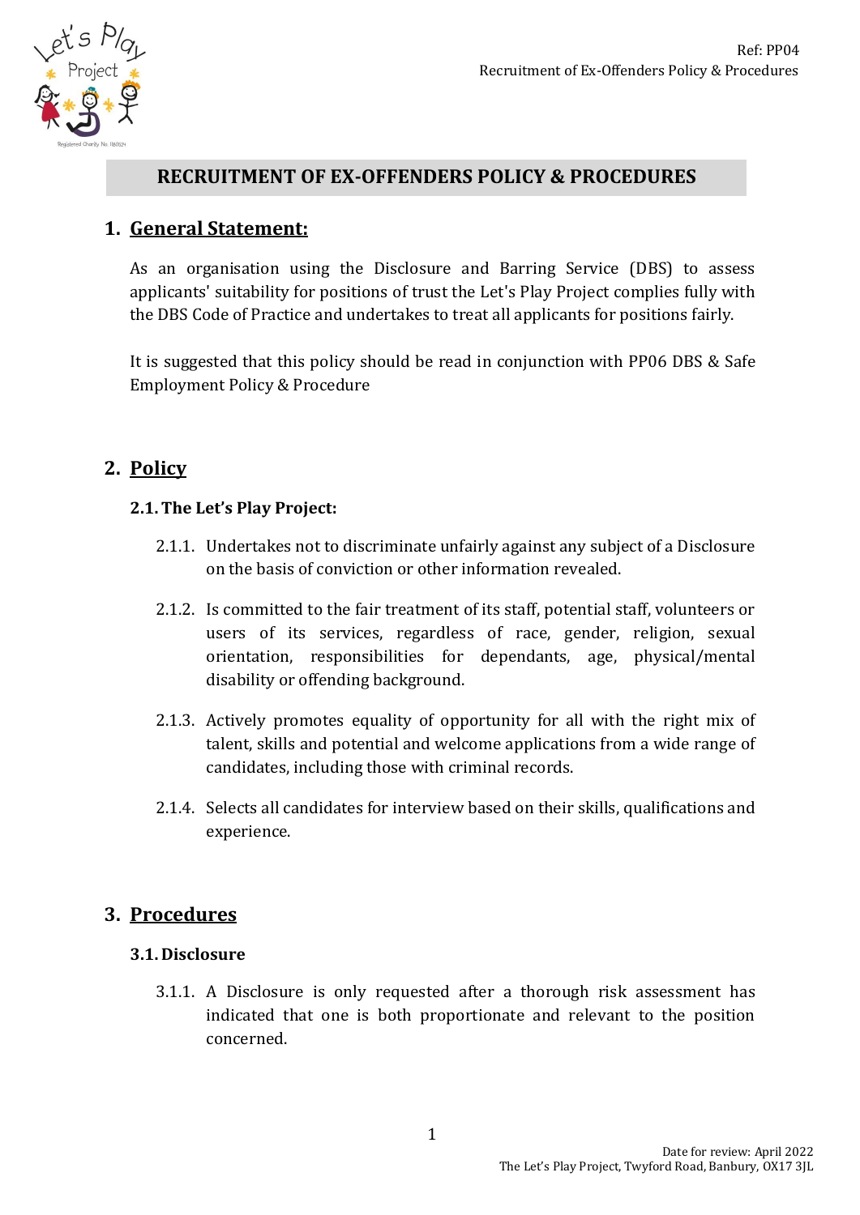# RECRUITMENT OF EX-OFFENDERS POLICY & PROCEDURES

## 1. General Statement:

As an organisation using the Disclosure and Barring Service (DBS) to assess applicants' suitability for positions of trust the Let's Play Project complies fully with the DBS Code of Practice and undertakes to treat all applicants for positions fairly.

It is suggested that this policy should be read in conjunction with PP06 DBS & Safe Employment Policy & Procedure

## 2. Policy

### 2.1. The Let's Play Project:

2.1.1. Undertakes not to discriminate unfairly against any subject of a Disclosure on the basis of conviction or other information revealed.

2.1.2. Is committed to the fair treatment of its staff, potential staff, volunteers or users of its services, regardless of race, gender, religion, sexual orientation, responsibilities for dependants, age, physical/mental disability or offending background.

2.1.3. Actively promotes equality of opportunity for all with the right mix of talent, skills and potential and welcome applications from a wide range of candidates, including those with criminal records.

2.1.4. Selects all candidates for interview based on their skills, qualifications and experience.

## 3. Procedures

### 3.1. Disclosure

3.1.1. A Disclosure is only requested after a thorough risk assessment has indicated that one is both proportionate and relevant to the position concerned.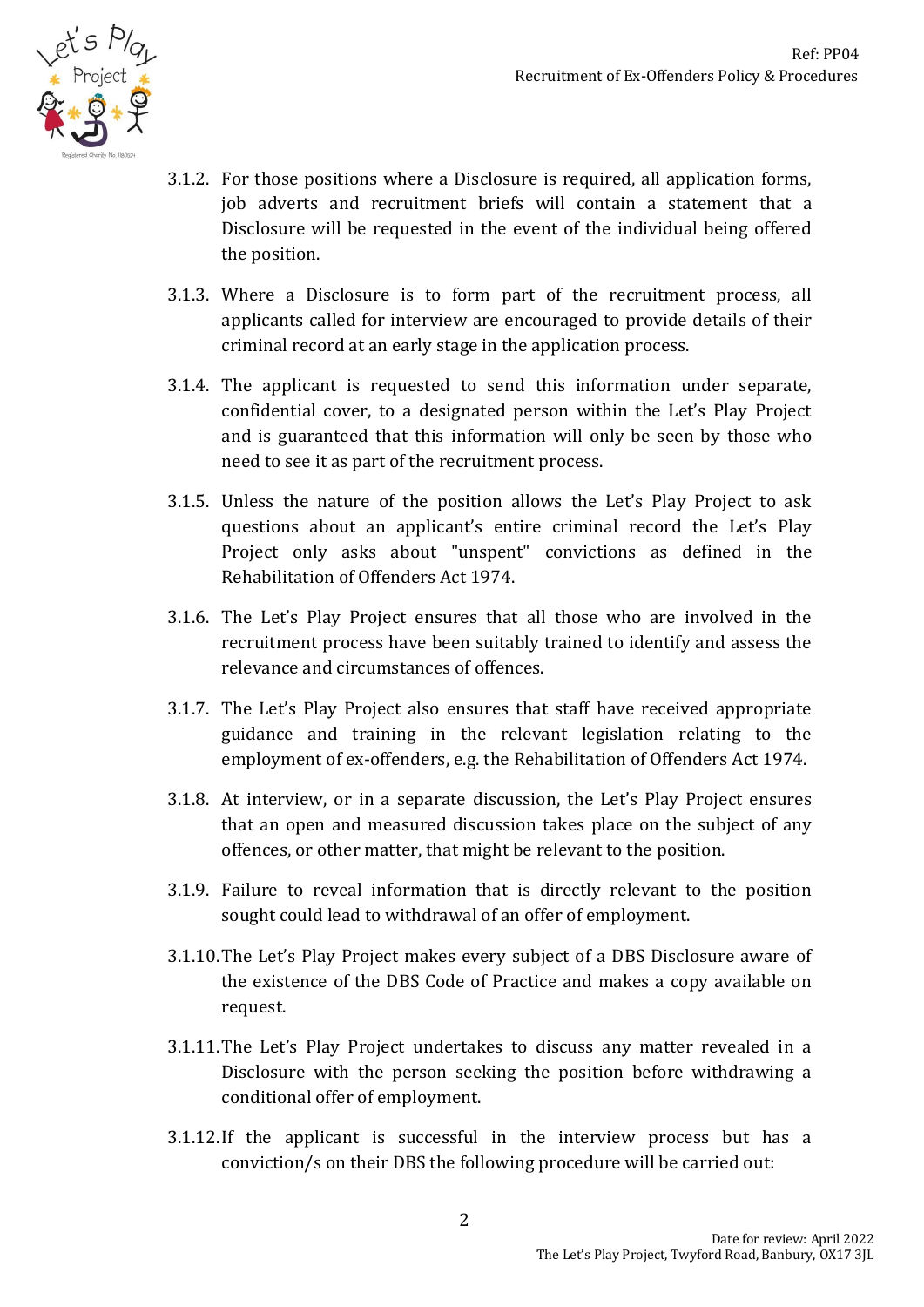3.1.2. For those positions where a Disclosure is required, all application forms, job adverts and recruitment briefs will contain a statement that a Disclosure will be requested in the event of the individual being offered the position.

3.1.3. Where a Disclosure is to form part of the recruitment process, all applicants called for interview are encouraged to provide details of their criminal record at an early stage in the application process.

3.1.4. The applicant is requested to send this information under separate, confidential cover, to a designated person within the Let's Play Project and is guaranteed that this information will only be seen by those who need to see it as part of the recruitment process.

3.1.5. Unless the nature of the position allows the Let's Play Project to ask questions about an applicant's entire criminal record the Let's Play Project only asks about "unspent" convictions as defined in the Rehabilitation of Offenders Act 1974.

3.1.6. The Let's Play Project ensures that all those who are involved in the recruitment process have been suitably trained to identify and assess the relevance and circumstances of offences.

3.1.7. The Let's Play Project also ensures that staff have received appropriate guidance and training in the relevant legislation relating to the employment of ex-offenders, e.g. the Rehabilitation of Offenders Act 1974.

3.1.8. At interview, or in a separate discussion, the Let's Play Project ensures that an open and measured discussion takes place on the subject of any offences, or other matter, that might be relevant to the position.

3.1.9. Failure to reveal information that is directly relevant to the position sought could lead to withdrawal of an offer of employment.

3.1.10. The Let's Play Project makes every subject of a DBS Disclosure aware of the existence of the DBS Code of Practice and makes a copy available on request.

3.1.11. The Let's Play Project undertakes to discuss any matter revealed in a Disclosure with the person seeking the position before withdrawing a conditional offer of employment.

3.1.12. If the applicant is successful in the interview process but has a conviction/s on their DBS the following procedure will be carried out: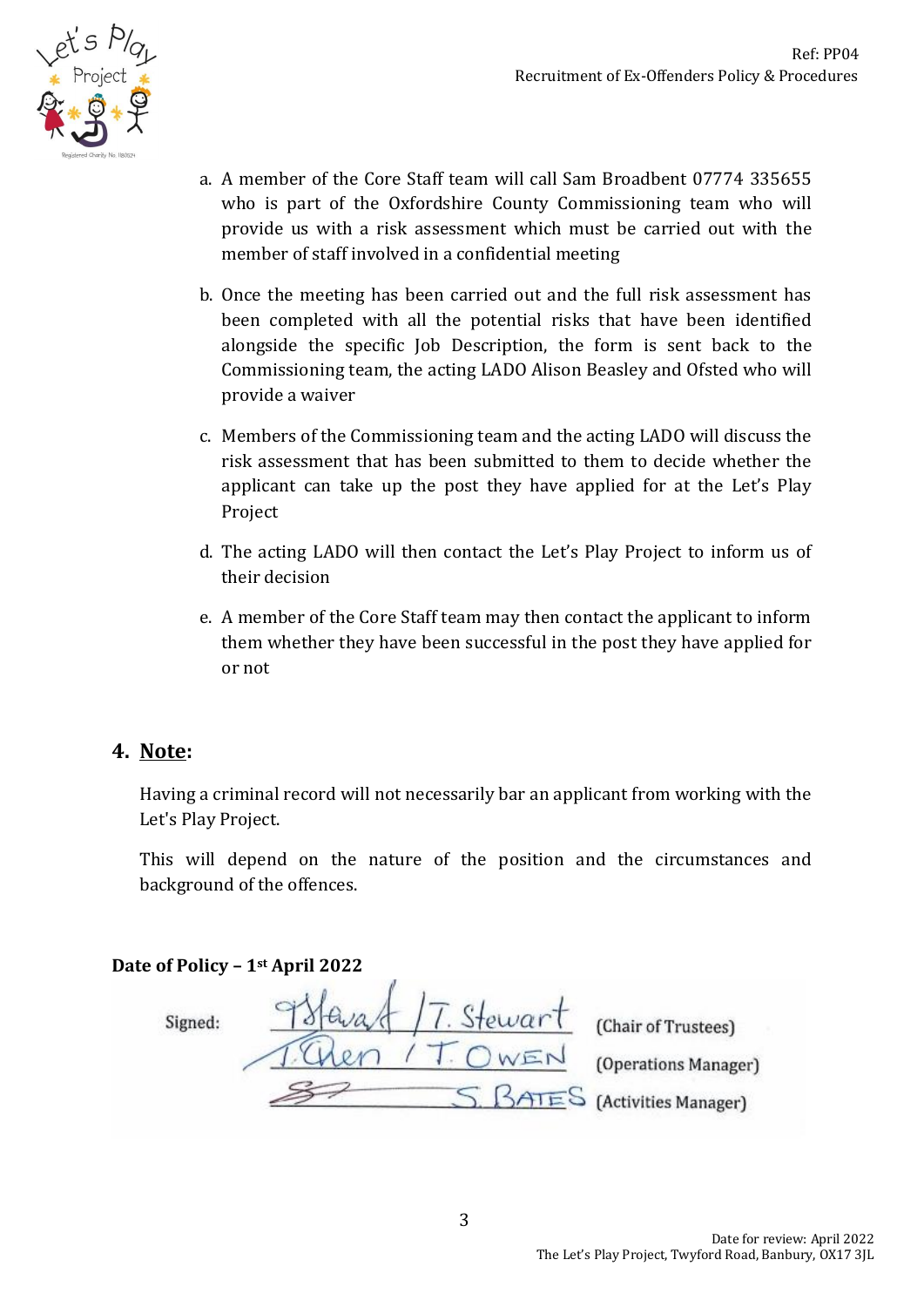a. A member of the Core Staff team will call Sam Broadbent 07774 335655 who is part of the Oxfordshire County Commissioning team who will provide us with a risk assessment which must be carried out with the member of staff involved in a confidential meeting

b. Once the meeting has been carried out and the full risk assessment has been completed with all the potential risks that have been identified alongside the specific Job Description, the form is sent back to the Commissioning team, the acting LADO Alison Beasley and Ofsted who will provide a waiver

c. Members of the Commissioning team and the acting LADO will discuss the risk assessment that has been submitted to them to decide whether the applicant can take up the post they have applied for at the Let's Play Project

d. The acting LADO will then contact the Let's Play Project to inform us of their decision

e. A member of the Core Staff team may then contact the applicant to inform them whether they have been successful in the post they have applied for or not

## 4. Note:

Having a criminal record will not necessarily bar an applicant from working with the Let's Play Project.

This will depend on the nature of the position and the circumstances and background of the offences.

**Date of Policy – 1st April 2022**

Signed: T. Stewart (Chair of Trustees)

T. OWEN (Operations Manager)

S. BATES (Activities Manager)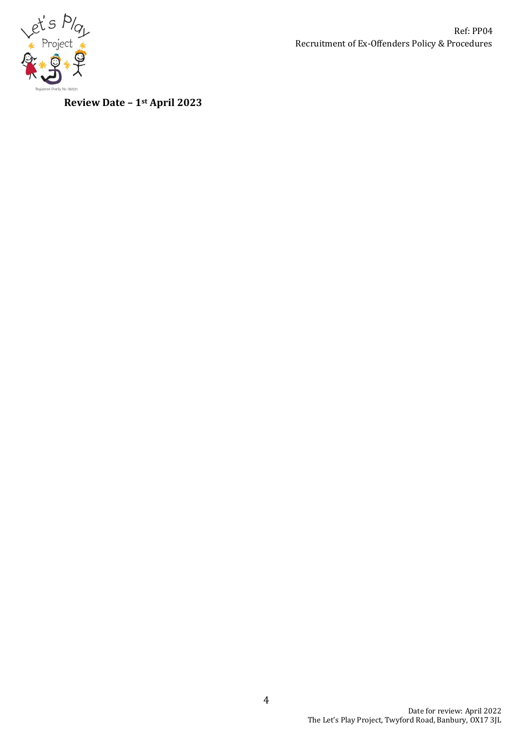**Review Date – 1st April 2023**